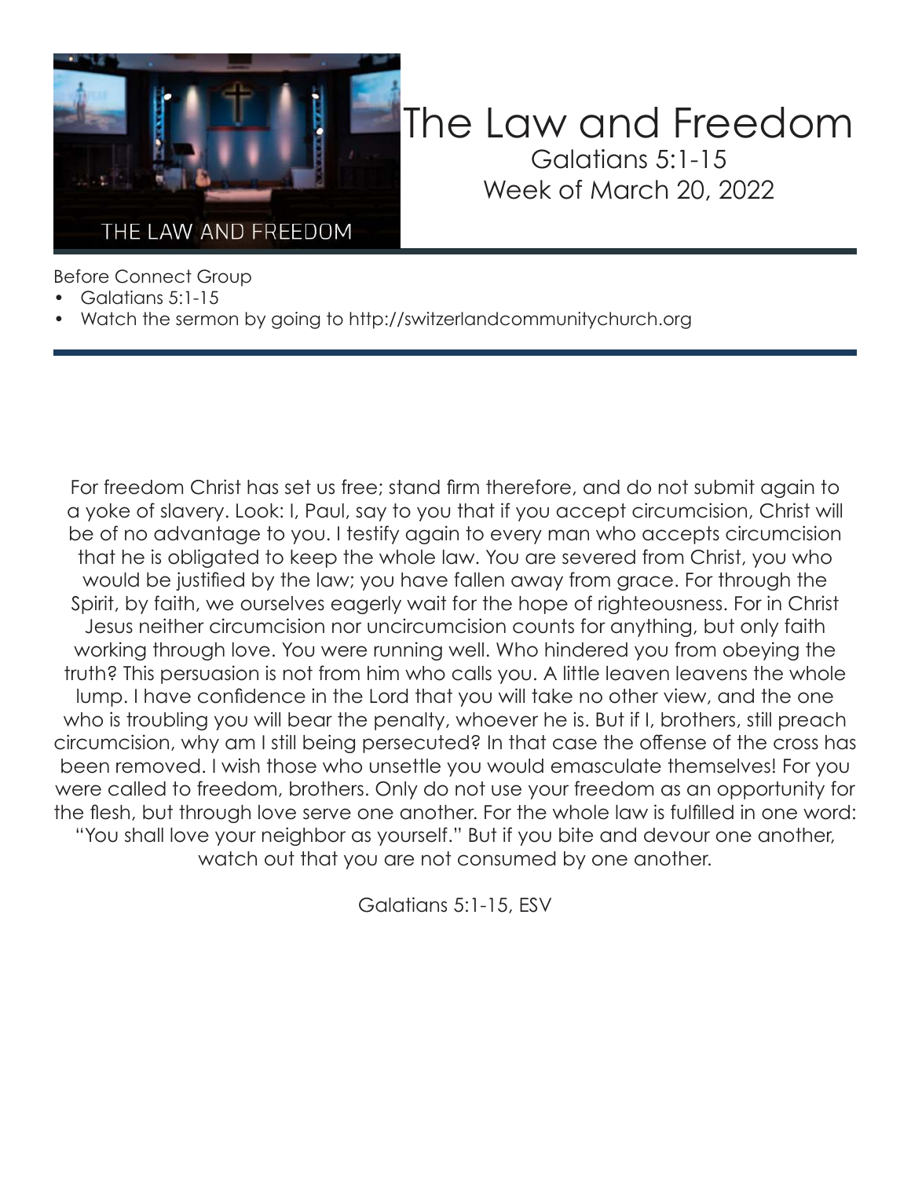# The Law and Freedom

Galatians 5:1-15

Week of March 20, 2022

Before Connect Group

- Galatians 5:1-15
- Watch the sermon by going to http://switzerlandcommunitychurch.org

For freedom Christ has set us free; stand firm therefore, and do not submit again to a yoke of slavery. Look: I, Paul, say to you that if you accept circumcision, Christ will be of no advantage to you. I testify again to every man who accepts circumcision that he is obligated to keep the whole law. You are severed from Christ, you who would be justified by the law; you have fallen away from grace. For through the Spirit, by faith, we ourselves eagerly wait for the hope of righteousness. For in Christ Jesus neither circumcision nor uncircumcision counts for anything, but only faith working through love. You were running well. Who hindered you from obeying the truth? This persuasion is not from him who calls you. A little leaven leavens the whole lump. I have confidence in the Lord that you will take no other view, and the one who is troubling you will bear the penalty, whoever he is. But if I, brothers, still preach circumcision, why am I still being persecuted? In that case the offense of the cross has been removed. I wish those who unsettle you would emasculate themselves! For you were called to freedom, brothers. Only do not use your freedom as an opportunity for the flesh, but through love serve one another. For the whole law is fulfilled in one word: "You shall love your neighbor as yourself." But if you bite and devour one another, watch out that you are not consumed by one another.

Galatians 5:1-15, ESV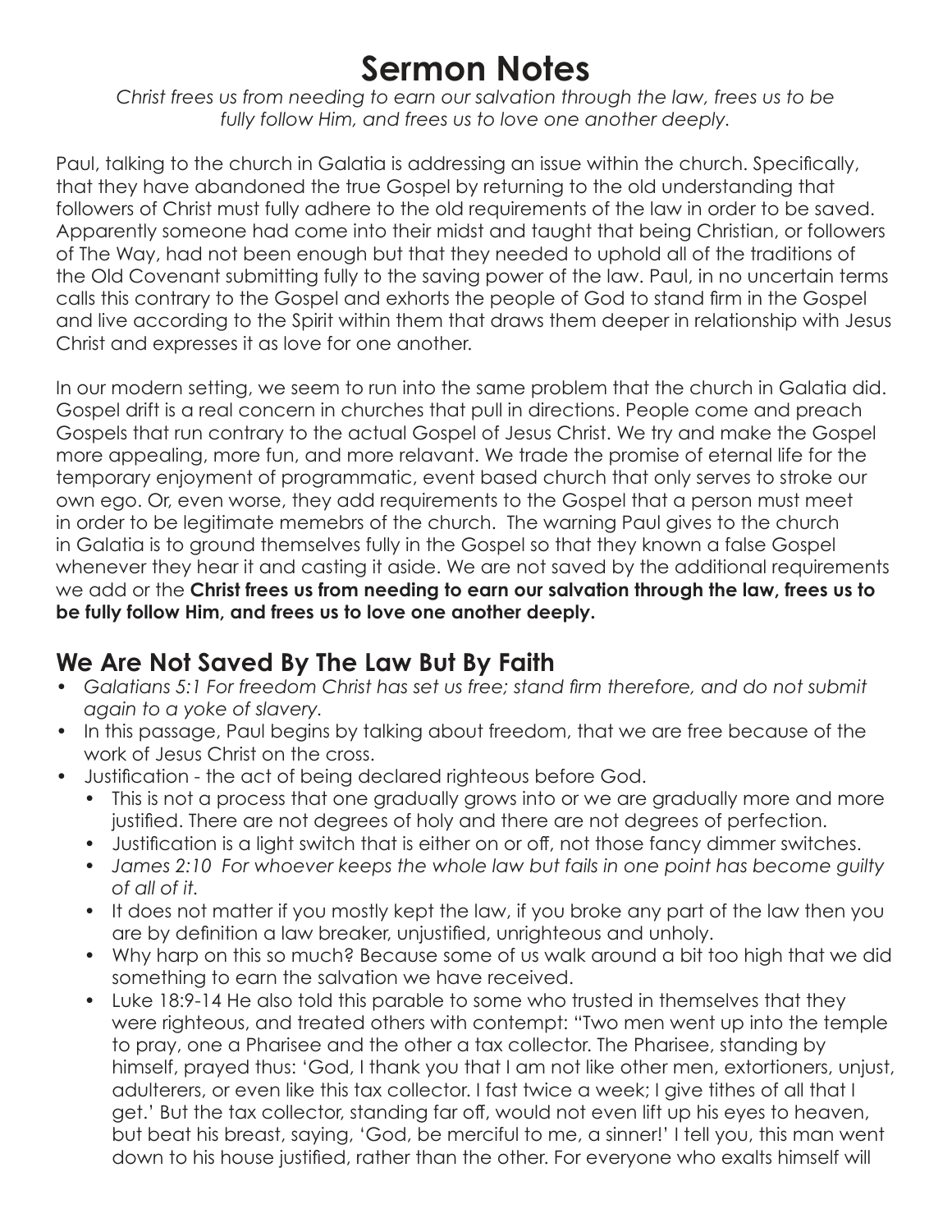# Sermon Notes

*Christ frees us from needing to earn our salvation through the law, frees us to be fully follow Him, and frees us to love one another deeply.*

Paul, talking to the church in Galatia is addressing an issue within the church. Specifically, that they have abandoned the true Gospel by returning to the old understanding that followers of Christ must fully adhere to the old requirements of the law in order to be saved. Apparently someone had come into their midst and taught that being Christian, or followers of The Way, had not been enough but that they needed to uphold all of the traditions of the Old Covenant submitting fully to the saving power of the law. Paul, in no uncertain terms calls this contrary to the Gospel and exhorts the people of God to stand firm in the Gospel and live according to the Spirit within them that draws them deeper in relationship with Jesus Christ and expresses it as love for one another.

In our modern setting, we seem to run into the same problem that the church in Galatia did. Gospel drift is a real concern in churches that pull in directions. People come and preach Gospels that run contrary to the actual Gospel of Jesus Christ. We try and make the Gospel more appealing, more fun, and more relavant. We trade the promise of eternal life for the temporary enjoyment of programmatic, event based church that only serves to stroke our own ego. Or, even worse, they add requirements to the Gospel that a person must meet in order to be legitimate memebrs of the church. The warning Paul gives to the church in Galatia is to ground themselves fully in the Gospel so that they known a false Gospel whenever they hear it and casting it aside. We are not saved by the additional requirements we add or the **Christ frees us from needing to earn our salvation through the law, frees us to be fully follow Him, and frees us to love one another deeply.**

## We Are Not Saved By The Law But By Faith

- *Galatians 5:1 For freedom Christ has set us free; stand firm therefore, and do not submit again to a yoke of slavery.*
- In this passage, Paul begins by talking about freedom, that we are free because of the work of Jesus Christ on the cross.
- Justification - the act of being declared righteous before God.
  - This is not a process that one gradually grows into or we are gradually more and more justified. There are not degrees of holy and there are not degrees of perfection.
  - Justification is a light switch that is either on or off, not those fancy dimmer switches.
  - *James 2:10 For whoever keeps the whole law but fails in one point has become guilty of all of it.*
  - It does not matter if you mostly kept the law, if you broke any part of the law then you are by definition a law breaker, unjustified, unrighteous and unholy.
  - Why harp on this so much? Because some of us walk around a bit too high that we did something to earn the salvation we have received.
  - Luke 18:9-14 He also told this parable to some who trusted in themselves that they were righteous, and treated others with contempt: "Two men went up into the temple to pray, one a Pharisee and the other a tax collector. The Pharisee, standing by himself, prayed thus: 'God, I thank you that I am not like other men, extortioners, unjust, adulterers, or even like this tax collector. I fast twice a week; I give tithes of all that I get.' But the tax collector, standing far off, would not even lift up his eyes to heaven, but beat his breast, saying, 'God, be merciful to me, a sinner!' I tell you, this man went down to his house justified, rather than the other. For everyone who exalts himself will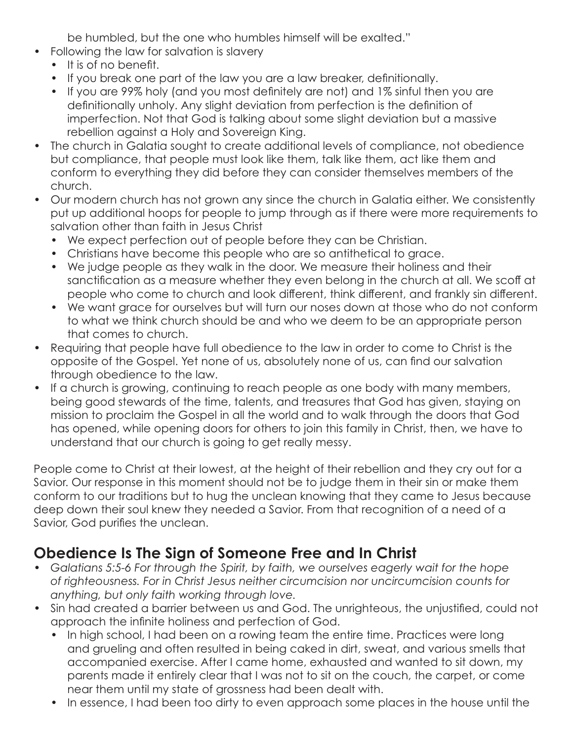be humbled, but the one who humbles himself will be exalted."

- Following the law for salvation is slavery
  - It is of no benefit.
  - If you break one part of the law you are a law breaker, definitionally.
  - If you are 99% holy (and you most definitely are not) and 1% sinful then you are definitionally unholy. Any slight deviation from perfection is the definition of imperfection. Not that God is talking about some slight deviation but a massive rebellion against a Holy and Sovereign King.
- The church in Galatia sought to create additional levels of compliance, not obedience but compliance, that people must look like them, talk like them, act like them and conform to everything they did before they can consider themselves members of the church.
- Our modern church has not grown any since the church in Galatia either. We consistently put up additional hoops for people to jump through as if there were more requirements to salvation other than faith in Jesus Christ
  - We expect perfection out of people before they can be Christian.
  - Christians have become this people who are so antithetical to grace.
  - We judge people as they walk in the door. We measure their holiness and their sanctification as a measure whether they even belong in the church at all. We scoff at people who come to church and look different, think different, and frankly sin different.
  - We want grace for ourselves but will turn our noses down at those who do not conform to what we think church should be and who we deem to be an appropriate person that comes to church.
- Requiring that people have full obedience to the law in order to come to Christ is the opposite of the Gospel. Yet none of us, absolutely none of us, can find our salvation through obedience to the law.
- If a church is growing, continuing to reach people as one body with many members, being good stewards of the time, talents, and treasures that God has given, staying on mission to proclaim the Gospel in all the world and to walk through the doors that God has opened, while opening doors for others to join this family in Christ, then, we have to understand that our church is going to get really messy.

People come to Christ at their lowest, at the height of their rebellion and they cry out for a Savior. Our response in this moment should not be to judge them in their sin or make them conform to our traditions but to hug the unclean knowing that they came to Jesus because deep down their soul knew they needed a Savior. From that recognition of a need of a Savior, God purifies the unclean.

## Obedience Is The Sign of Someone Free and In Christ

- *Galatians 5:5-6 For through the Spirit, by faith, we ourselves eagerly wait for the hope of righteousness. For in Christ Jesus neither circumcision nor uncircumcision counts for anything, but only faith working through love.*
- Sin had created a barrier between us and God. The unrighteous, the unjustified, could not approach the infinite holiness and perfection of God.
  - In high school, I had been on a rowing team the entire time. Practices were long and grueling and often resulted in being caked in dirt, sweat, and various smells that accompanied exercise. After I came home, exhausted and wanted to sit down, my parents made it entirely clear that I was not to sit on the couch, the carpet, or come near them until my state of grossness had been dealt with.
  - In essence, I had been too dirty to even approach some places in the house until the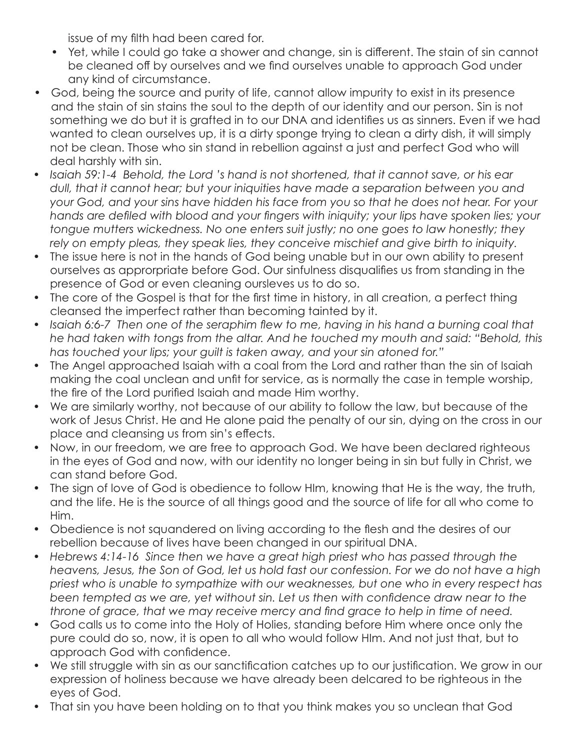issue of my filth had been cared for.

- Yet, while I could go take a shower and change, sin is different. The stain of sin cannot be cleaned off by ourselves and we find ourselves unable to approach God under any kind of circumstance.

- God, being the source and purity of life, cannot allow impurity to exist in its presence and the stain of sin stains the soul to the depth of our identity and our person. Sin is not something we do but it is grafted in to our DNA and identifies us as sinners. Even if we had wanted to clean ourselves up, it is a dirty sponge trying to clean a dirty dish, it will simply not be clean. Those who sin stand in rebellion against a just and perfect God who will deal harshly with sin.
- *Isaiah 59:1-4 Behold, the Lord 's hand is not shortened, that it cannot save, or his ear dull, that it cannot hear; but your iniquities have made a separation between you and your God, and your sins have hidden his face from you so that he does not hear. For your hands are defiled with blood and your fingers with iniquity; your lips have spoken lies; your tongue mutters wickedness. No one enters suit justly; no one goes to law honestly; they rely on empty pleas, they speak lies, they conceive mischief and give birth to iniquity.*
- The issue here is not in the hands of God being unable but in our own ability to present ourselves as approrpriate before God. Our sinfulness disqualifies us from standing in the presence of God or even cleaning oursleves us to do so.
- The core of the Gospel is that for the first time in history, in all creation, a perfect thing cleansed the imperfect rather than becoming tainted by it.
- *Isaiah 6:6-7 Then one of the seraphim flew to me, having in his hand a burning coal that he had taken with tongs from the altar. And he touched my mouth and said: "Behold, this has touched your lips; your guilt is taken away, and your sin atoned for."*
- The Angel approached Isaiah with a coal from the Lord and rather than the sin of Isaiah making the coal unclean and unfit for service, as is normally the case in temple worship, the fire of the Lord purified Isaiah and made Him worthy.
- We are similarly worthy, not because of our ability to follow the law, but because of the work of Jesus Christ. He and He alone paid the penalty of our sin, dying on the cross in our place and cleansing us from sin's effects.
- Now, in our freedom, we are free to approach God. We have been declared righteous in the eyes of God and now, with our identity no longer being in sin but fully in Christ, we can stand before God.
- The sign of love of God is obedience to follow HIm, knowing that He is the way, the truth, and the life. He is the source of all things good and the source of life for all who come to Him.
- Obedience is not squandered on living according to the flesh and the desires of our rebellion because of lives have been changed in our spiritual DNA.
- *Hebrews 4:14-16 Since then we have a great high priest who has passed through the heavens, Jesus, the Son of God, let us hold fast our confession. For we do not have a high priest who is unable to sympathize with our weaknesses, but one who in every respect has been tempted as we are, yet without sin. Let us then with confidence draw near to the throne of grace, that we may receive mercy and find grace to help in time of need.*
- God calls us to come into the Holy of Holies, standing before Him where once only the pure could do so, now, it is open to all who would follow HIm. And not just that, but to approach God with confidence.
- We still struggle with sin as our sanctification catches up to our justification. We grow in our expression of holiness because we have already been delcared to be righteous in the eyes of God.
- That sin you have been holding on to that you think makes you so unclean that God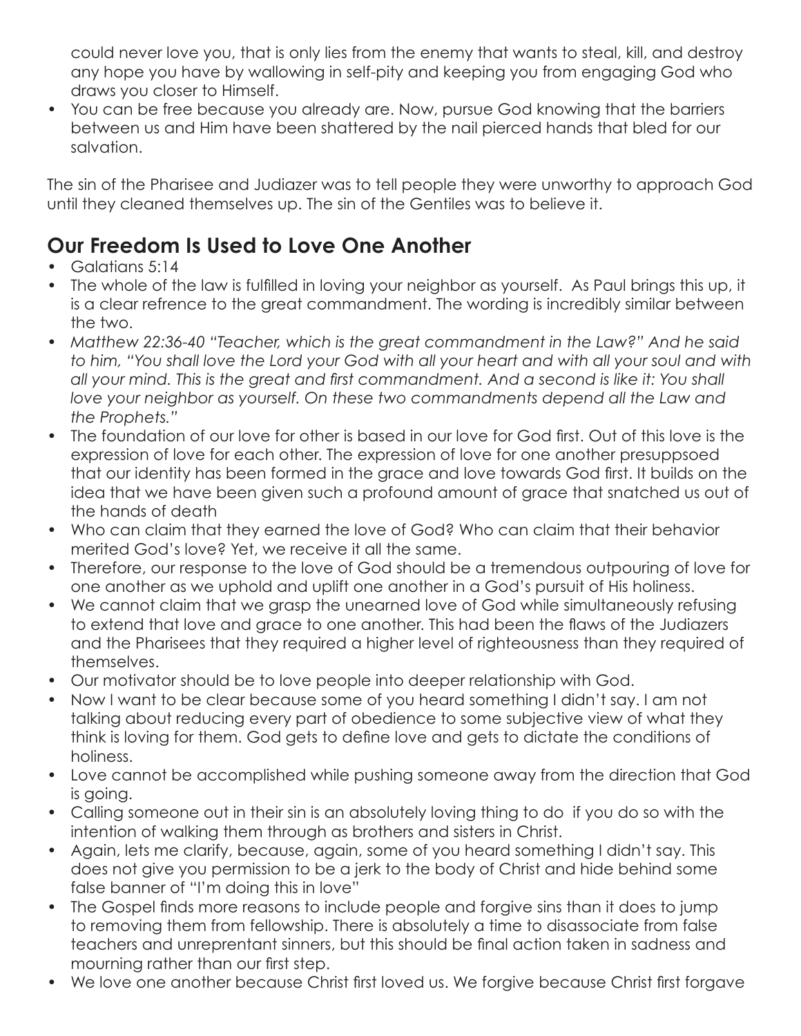could never love you, that is only lies from the enemy that wants to steal, kill, and destroy any hope you have by wallowing in self-pity and keeping you from engaging God who draws you closer to Himself.

- You can be free because you already are. Now, pursue God knowing that the barriers between us and Him have been shattered by the nail pierced hands that bled for our salvation.

The sin of the Pharisee and Judiazer was to tell people they were unworthy to approach God until they cleaned themselves up. The sin of the Gentiles was to believe it.

## Our Freedom Is Used to Love One Another

- Galatians 5:14
- The whole of the law is fulfilled in loving your neighbor as yourself. As Paul brings this up, it is a clear refrence to the great commandment. The wording is incredibly similar between the two.
- *Matthew 22:36-40 "Teacher, which is the great commandment in the Law?" And he said to him, "You shall love the Lord your God with all your heart and with all your soul and with all your mind. This is the great and first commandment. And a second is like it: You shall love your neighbor as yourself. On these two commandments depend all the Law and the Prophets."*
- The foundation of our love for other is based in our love for God first. Out of this love is the expression of love for each other. The expression of love for one another presuppsoed that our identity has been formed in the grace and love towards God first. It builds on the idea that we have been given such a profound amount of grace that snatched us out of the hands of death
- Who can claim that they earned the love of God? Who can claim that their behavior merited God's love? Yet, we receive it all the same.
- Therefore, our response to the love of God should be a tremendous outpouring of love for one another as we uphold and uplift one another in a God's pursuit of His holiness.
- We cannot claim that we grasp the unearned love of God while simultaneously refusing to extend that love and grace to one another. This had been the flaws of the Judiazers and the Pharisees that they required a higher level of righteousness than they required of themselves.
- Our motivator should be to love people into deeper relationship with God.
- Now I want to be clear because some of you heard something I didn't say. I am not talking about reducing every part of obedience to some subjective view of what they think is loving for them. God gets to define love and gets to dictate the conditions of holiness.
- Love cannot be accomplished while pushing someone away from the direction that God is going.
- Calling someone out in their sin is an absolutely loving thing to do if you do so with the intention of walking them through as brothers and sisters in Christ.
- Again, lets me clarify, because, again, some of you heard something I didn't say. This does not give you permission to be a jerk to the body of Christ and hide behind some false banner of "I'm doing this in love"
- The Gospel finds more reasons to include people and forgive sins than it does to jump to removing them from fellowship. There is absolutely a time to disassociate from false teachers and unreprentant sinners, but this should be final action taken in sadness and mourning rather than our first step.
- We love one another because Christ first loved us. We forgive because Christ first forgave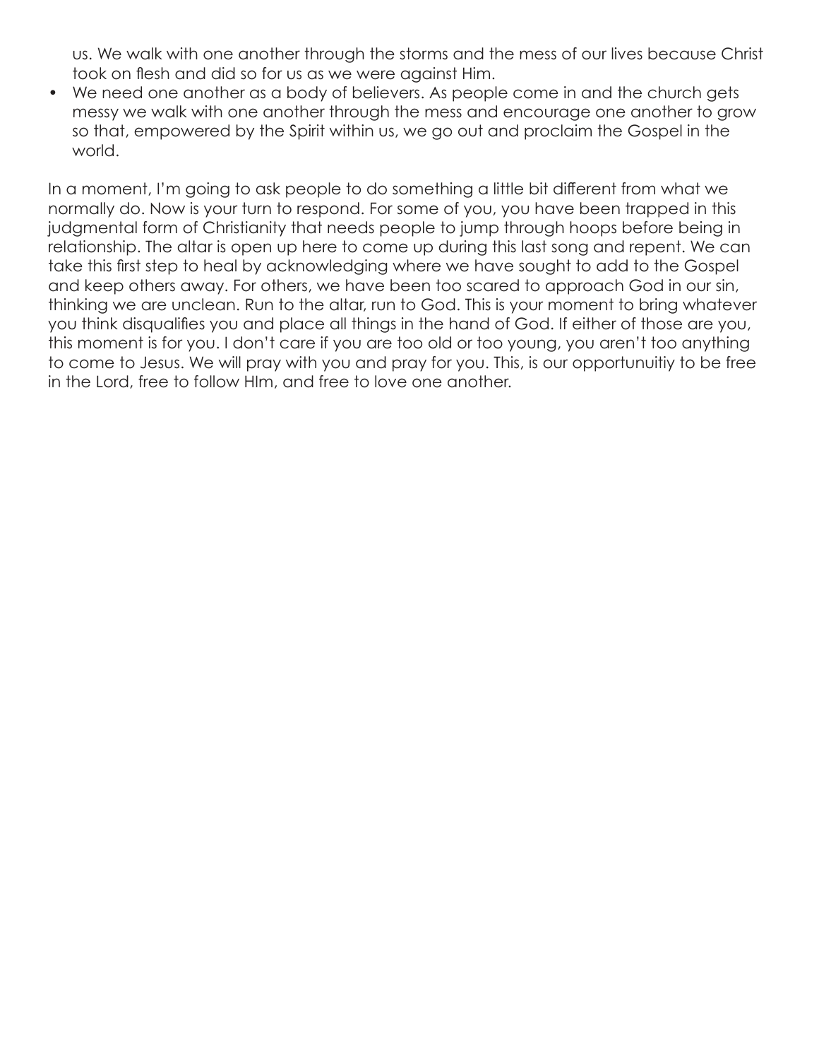us. We walk with one another through the storms and the mess of our lives because Christ took on flesh and did so for us as we were against Him.

- We need one another as a body of believers. As people come in and the church gets messy we walk with one another through the mess and encourage one another to grow so that, empowered by the Spirit within us, we go out and proclaim the Gospel in the world.

In a moment, I'm going to ask people to do something a little bit different from what we normally do. Now is your turn to respond. For some of you, you have been trapped in this judgmental form of Christianity that needs people to jump through hoops before being in relationship. The altar is open up here to come up during this last song and repent. We can take this first step to heal by acknowledging where we have sought to add to the Gospel and keep others away. For others, we have been too scared to approach God in our sin, thinking we are unclean. Run to the altar, run to God. This is your moment to bring whatever you think disqualifies you and place all things in the hand of God. If either of those are you, this moment is for you. I don't care if you are too old or too young, you aren't too anything to come to Jesus. We will pray with you and pray for you. This, is our opportunuitiy to be free in the Lord, free to follow HIm, and free to love one another.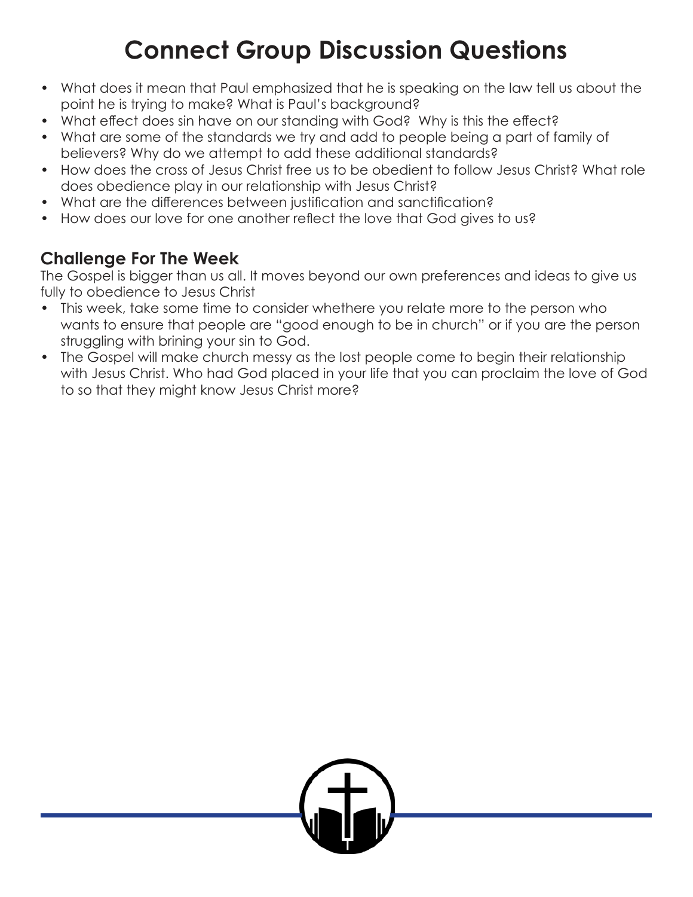# Connect Group Discussion Questions

- What does it mean that Paul emphasized that he is speaking on the law tell us about the point he is trying to make? What is Paul's background?
- What effect does sin have on our standing with God? Why is this the effect?
- What are some of the standards we try and add to people being a part of family of believers? Why do we attempt to add these additional standards?
- How does the cross of Jesus Christ free us to be obedient to follow Jesus Christ? What role does obedience play in our relationship with Jesus Christ?
- What are the differences between justification and sanctification?
- How does our love for one another reflect the love that God gives to us?

## Challenge For The Week

The Gospel is bigger than us all. It moves beyond our own preferences and ideas to give us fully to obedience to Jesus Christ

- This week, take some time to consider whethere you relate more to the person who wants to ensure that people are "good enough to be in church" or if you are the person struggling with brining your sin to God.
- The Gospel will make church messy as the lost people come to begin their relationship with Jesus Christ. Who had God placed in your life that you can proclaim the love of God to so that they might know Jesus Christ more?